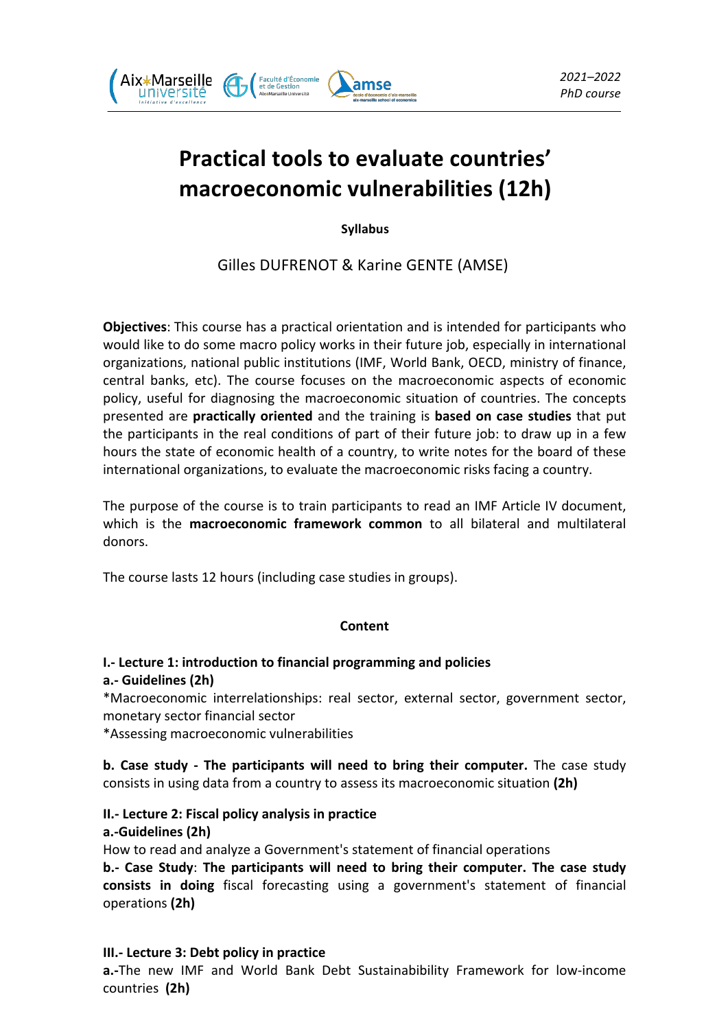*2021–2022*
*PhD course*

# Practical tools to evaluate countries' macroeconomic vulnerabilities (12h)

**Syllabus**

Gilles DUFRENOT & Karine GENTE (AMSE)

**Objectives**: This course has a practical orientation and is intended for participants who would like to do some macro policy works in their future job, especially in international organizations, national public institutions (IMF, World Bank, OECD, ministry of finance, central banks, etc). The course focuses on the macroeconomic aspects of economic policy, useful for diagnosing the macroeconomic situation of countries. The concepts presented are **practically oriented** and the training is **based on case studies** that put the participants in the real conditions of part of their future job: to draw up in a few hours the state of economic health of a country, to write notes for the board of these international organizations, to evaluate the macroeconomic risks facing a country.

The purpose of the course is to train participants to read an IMF Article IV document, which is the **macroeconomic framework common** to all bilateral and multilateral donors.

The course lasts 12 hours (including case studies in groups).

## Content

**I.- Lecture 1: introduction to financial programming and policies**
**a.- Guidelines (2h)**
*Macroeconomic interrelationships: real sector, external sector, government sector, monetary sector financial sector
*Assessing macroeconomic vulnerabilities

**b. Case study - The participants will need to bring their computer.** The case study consists in using data from a country to assess its macroeconomic situation **(2h)**

**II.- Lecture 2: Fiscal policy analysis in practice**
**a.-Guidelines (2h)**
How to read and analyze a Government's statement of financial operations
**b.- Case Study**: **The participants will need to bring their computer. The case study consists in doing** fiscal forecasting using a government's statement of financial operations **(2h)**

**III.- Lecture 3: Debt policy in practice**
**a.-**The new IMF and World Bank Debt Sustainability Framework for low-income countries **(2h)**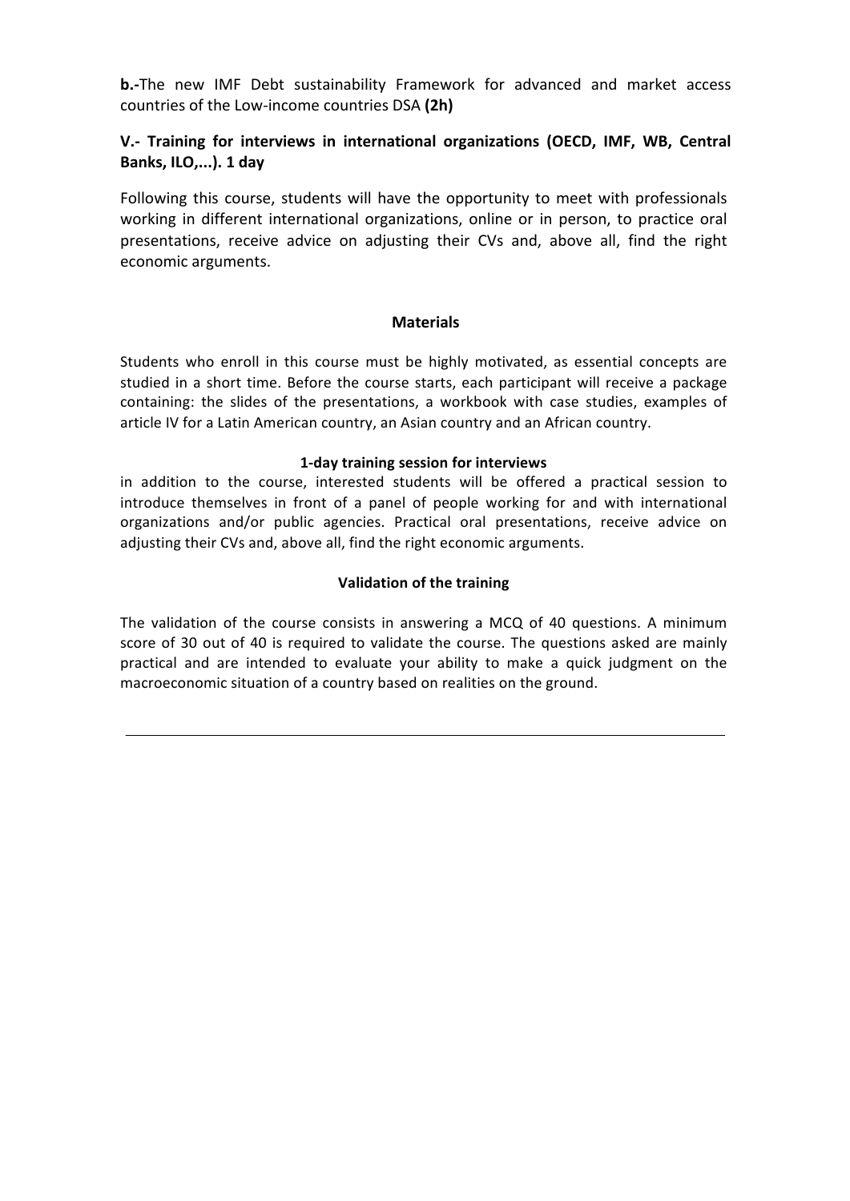**b.-**The new IMF Debt sustainability Framework for advanced and market access countries of the Low-income countries DSA **(2h)**

### V.- Training for interviews in international organizations (OECD, IMF, WB, Central Banks, ILO,...). 1 day

Following this course, students will have the opportunity to meet with professionals working in different international organizations, online or in person, to practice oral presentations, receive advice on adjusting their CVs and, above all, find the right economic arguments.

## Materials

Students who enroll in this course must be highly motivated, as essential concepts are studied in a short time. Before the course starts, each participant will receive a package containing: the slides of the presentations, a workbook with case studies, examples of article IV for a Latin American country, an Asian country and an African country.

## 1-day training session for interviews

in addition to the course, interested students will be offered a practical session to introduce themselves in front of a panel of people working for and with international organizations and/or public agencies. Practical oral presentations, receive advice on adjusting their CVs and, above all, find the right economic arguments.

## Validation of the training

The validation of the course consists in answering a MCQ of 40 questions. A minimum score of 30 out of 40 is required to validate the course. The questions asked are mainly practical and are intended to evaluate your ability to make a quick judgment on the macroeconomic situation of a country based on realities on the ground.

---